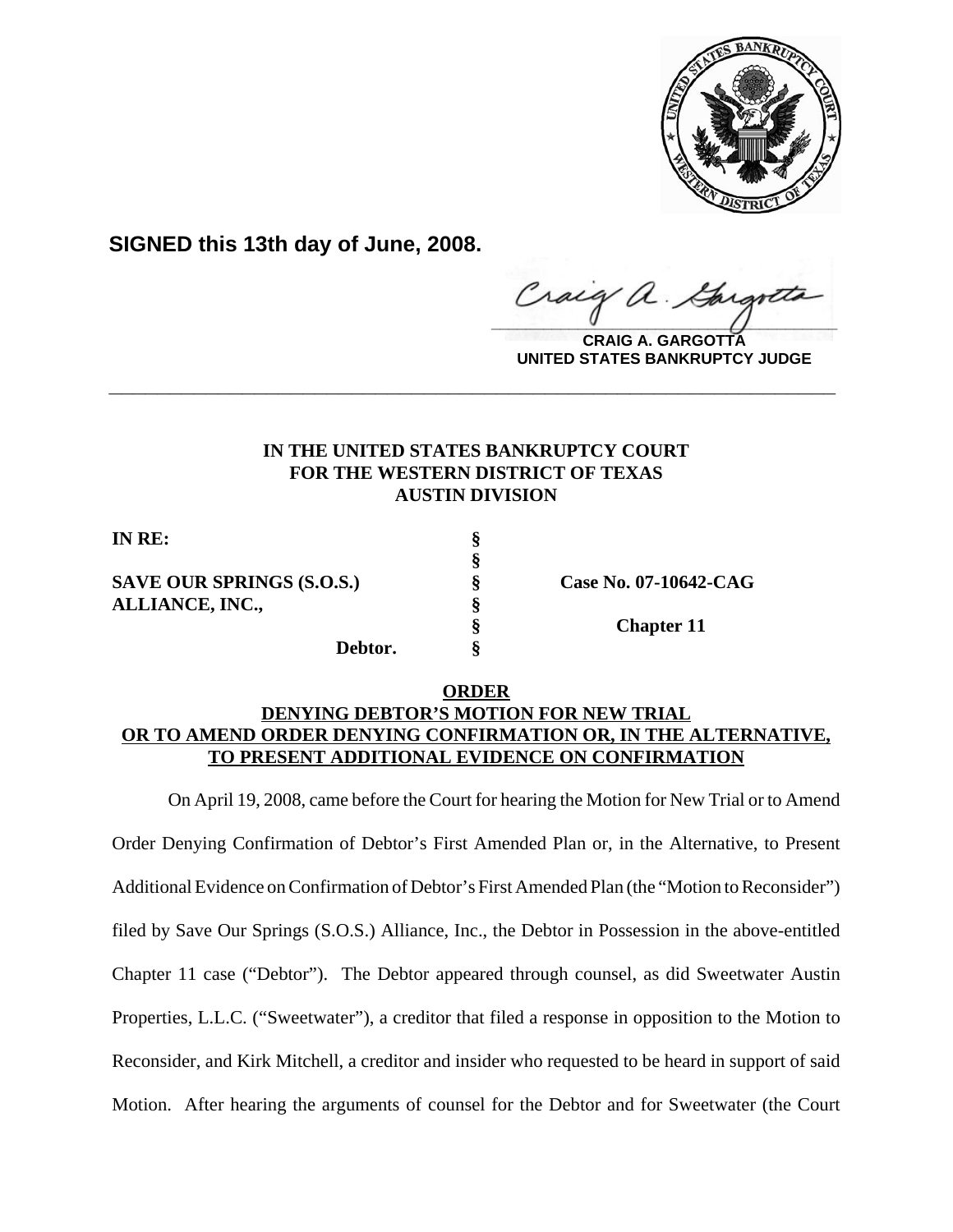**SIGNED this 13th day of June, 2008.**

**CRAIG A. GARGOTTA**
**UNITED STATES BANKRUPTCY JUDGE**

---

**IN THE UNITED STATES BANKRUPTCY COURT**
**FOR THE WESTERN DISTRICT OF TEXAS**
**AUSTIN DIVISION**

| | | |
|---|---|---|
| **IN RE:** | § | |
| | § | |
| **SAVE OUR SPRINGS (S.O.S.) ALLIANCE, INC.,** | § | **Case No. 07-10642-CAG** |
| | § | |
| | § | **Chapter 11** |
| **Debtor.** | § | |

**ORDER**
**DENYING DEBTOR'S MOTION FOR NEW TRIAL OR TO AMEND ORDER DENYING CONFIRMATION OR, IN THE ALTERNATIVE, TO PRESENT ADDITIONAL EVIDENCE ON CONFIRMATION**

On April 19, 2008, came before the Court for hearing the Motion for New Trial or to Amend Order Denying Confirmation of Debtor's First Amended Plan or, in the Alternative, to Present Additional Evidence on Confirmation of Debtor's First Amended Plan (the "Motion to Reconsider") filed by Save Our Springs (S.O.S.) Alliance, Inc., the Debtor in Possession in the above-entitled Chapter 11 case ("Debtor"). The Debtor appeared through counsel, as did Sweetwater Austin Properties, L.L.C. ("Sweetwater"), a creditor that filed a response in opposition to the Motion to Reconsider, and Kirk Mitchell, a creditor and insider who requested to be heard in support of said Motion. After hearing the arguments of counsel for the Debtor and for Sweetwater (the Court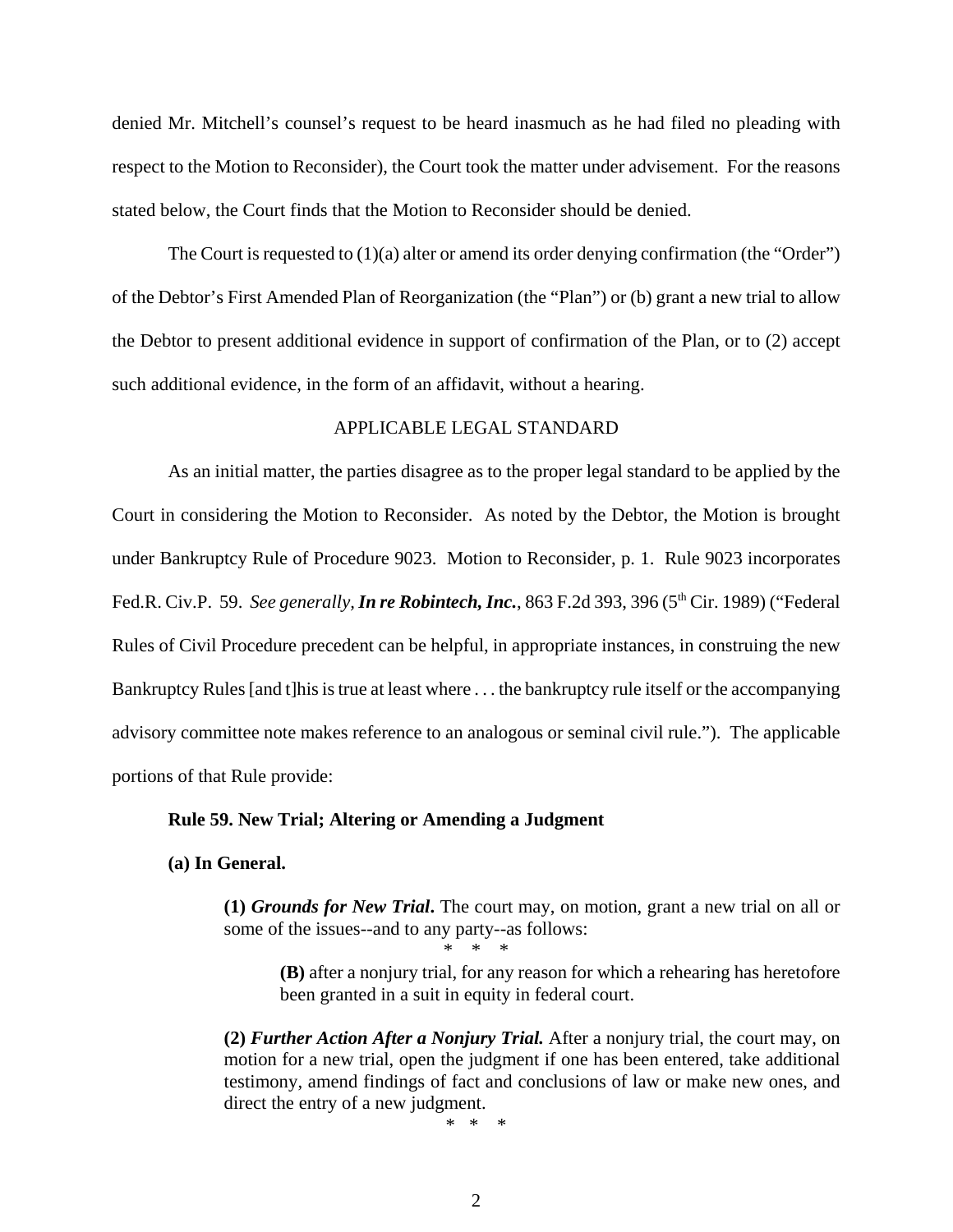denied Mr. Mitchell's counsel's request to be heard inasmuch as he had filed no pleading with respect to the Motion to Reconsider), the Court took the matter under advisement. For the reasons stated below, the Court finds that the Motion to Reconsider should be denied.

The Court is requested to (1)(a) alter or amend its order denying confirmation (the "Order") of the Debtor's First Amended Plan of Reorganization (the "Plan") or (b) grant a new trial to allow the Debtor to present additional evidence in support of confirmation of the Plan, or to (2) accept such additional evidence, in the form of an affidavit, without a hearing.

## APPLICABLE LEGAL STANDARD

As an initial matter, the parties disagree as to the proper legal standard to be applied by the Court in considering the Motion to Reconsider. As noted by the Debtor, the Motion is brought under Bankruptcy Rule of Procedure 9023. Motion to Reconsider, p. 1. Rule 9023 incorporates Fed.R. Civ.P. 59. *See generally*, ***In re Robintech, Inc.***, 863 F.2d 393, 396 (5th Cir. 1989) ("Federal Rules of Civil Procedure precedent can be helpful, in appropriate instances, in construing the new Bankruptcy Rules [and t]his is true at least where . . . the bankruptcy rule itself or the accompanying advisory committee note makes reference to an analogous or seminal civil rule."). The applicable portions of that Rule provide:

> **Rule 59. New Trial; Altering or Amending a Judgment**
>
> **(a) In General.**
>
> > **(1)** ***Grounds for New Trial***. The court may, on motion, grant a new trial on all or some of the issues--and to any party--as follows:
> >
> > \* \* \*
> >
> > > **(B)** after a nonjury trial, for any reason for which a rehearing has heretofore been granted in a suit in equity in federal court.
> >
> > **(2)** ***Further Action After a Nonjury Trial.*** After a nonjury trial, the court may, on motion for a new trial, open the judgment if one has been entered, take additional testimony, amend findings of fact and conclusions of law or make new ones, and direct the entry of a new judgment.
> >
> > \* \* \*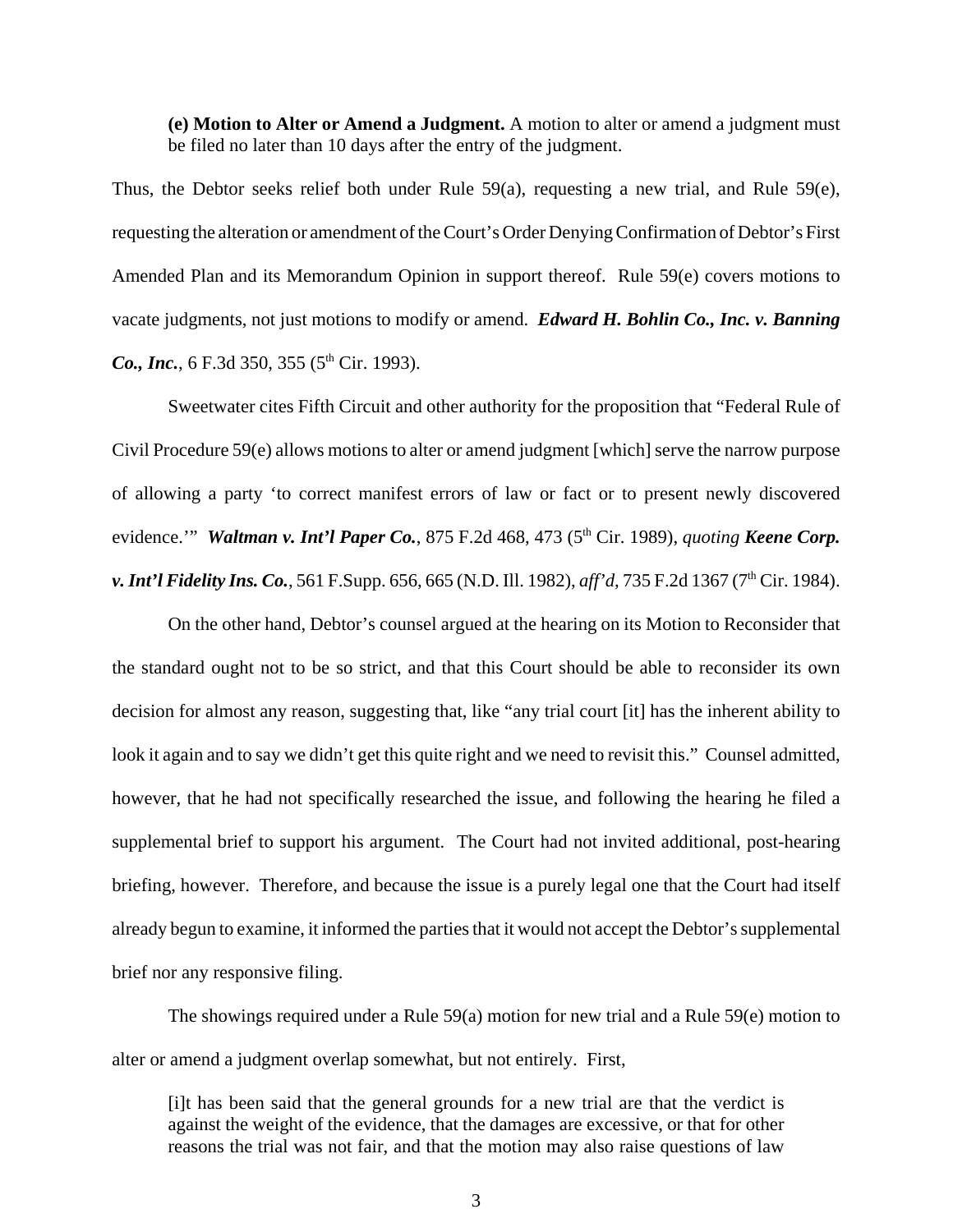> **(e) Motion to Alter or Amend a Judgment.** A motion to alter or amend a judgment must be filed no later than 10 days after the entry of the judgment.

Thus, the Debtor seeks relief both under Rule 59(a), requesting a new trial, and Rule 59(e), requesting the alteration or amendment of the Court's Order Denying Confirmation of Debtor's First Amended Plan and its Memorandum Opinion in support thereof. Rule 59(e) covers motions to vacate judgments, not just motions to modify or amend. ***Edward H. Bohlin Co., Inc. v. Banning Co., Inc.***, 6 F.3d 350, 355 (5th Cir. 1993).

Sweetwater cites Fifth Circuit and other authority for the proposition that "Federal Rule of Civil Procedure 59(e) allows motions to alter or amend judgment [which] serve the narrow purpose of allowing a party 'to correct manifest errors of law or fact or to present newly discovered evidence.'" ***Waltman v. Int'l Paper Co.***, 875 F.2d 468, 473 (5th Cir. 1989), *quoting* ***Keene Corp. v. Int'l Fidelity Ins. Co.***, 561 F.Supp. 656, 665 (N.D. Ill. 1982), *aff'd*, 735 F.2d 1367 (7th Cir. 1984).

On the other hand, Debtor's counsel argued at the hearing on its Motion to Reconsider that the standard ought not to be so strict, and that this Court should be able to reconsider its own decision for almost any reason, suggesting that, like "any trial court [it] has the inherent ability to look it again and to say we didn't get this quite right and we need to revisit this." Counsel admitted, however, that he had not specifically researched the issue, and following the hearing he filed a supplemental brief to support his argument. The Court had not invited additional, post-hearing briefing, however. Therefore, and because the issue is a purely legal one that the Court had itself already begun to examine, it informed the parties that it would not accept the Debtor's supplemental brief nor any responsive filing.

The showings required under a Rule 59(a) motion for new trial and a Rule 59(e) motion to alter or amend a judgment overlap somewhat, but not entirely. First,

> [i]t has been said that the general grounds for a new trial are that the verdict is against the weight of the evidence, that the damages are excessive, or that for other reasons the trial was not fair, and that the motion may also raise questions of law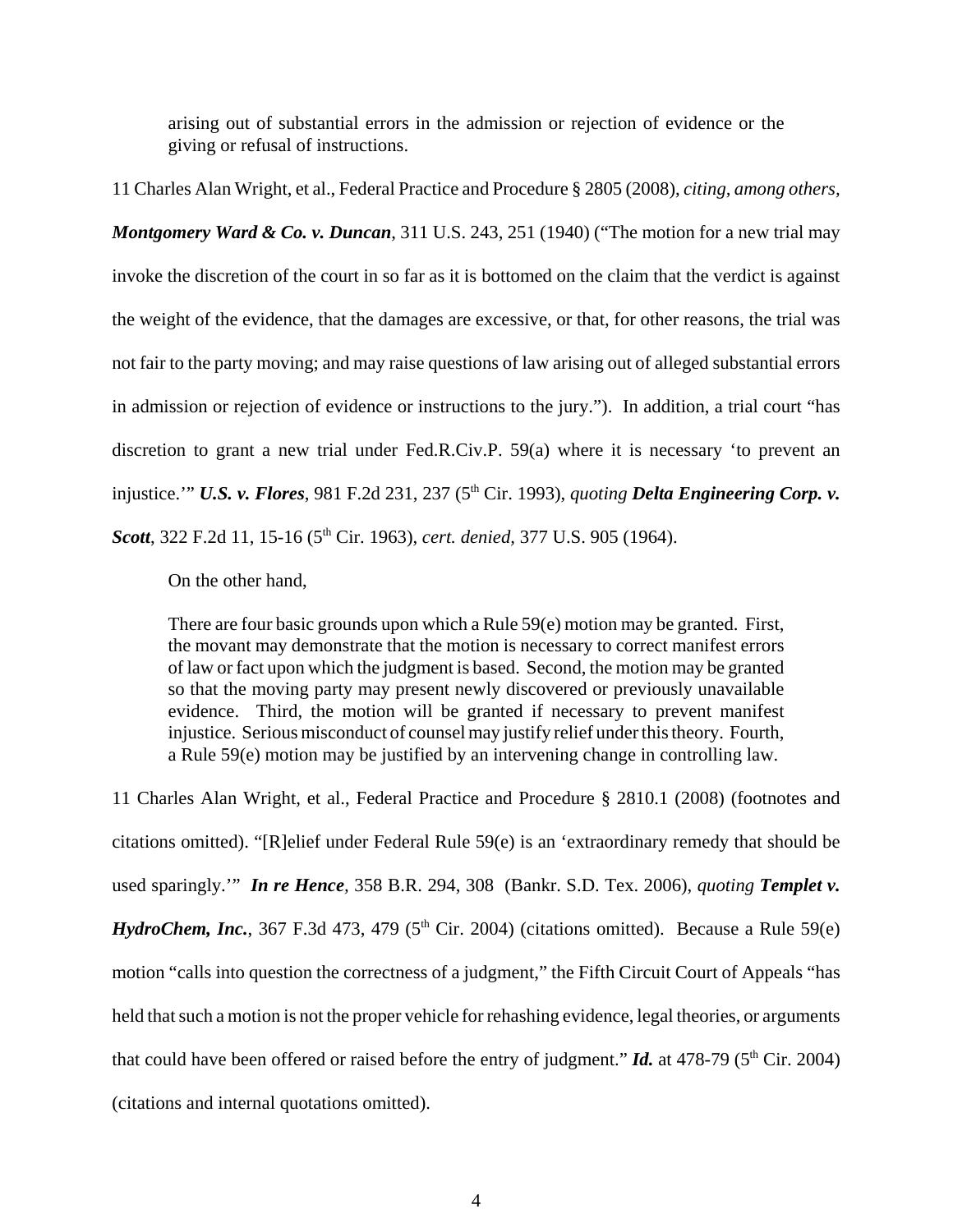> arising out of substantial errors in the admission or rejection of evidence or the giving or refusal of instructions.

11 Charles Alan Wright, et al., Federal Practice and Procedure § 2805 (2008), *citing, among others,* ***Montgomery Ward & Co. v. Duncan***, 311 U.S. 243, 251 (1940) ("The motion for a new trial may invoke the discretion of the court in so far as it is bottomed on the claim that the verdict is against the weight of the evidence, that the damages are excessive, or that, for other reasons, the trial was not fair to the party moving; and may raise questions of law arising out of alleged substantial errors in admission or rejection of evidence or instructions to the jury."). In addition, a trial court "has discretion to grant a new trial under Fed.R.Civ.P. 59(a) where it is necessary 'to prevent an injustice.'" ***U.S. v. Flores***, 981 F.2d 231, 237 (5th Cir. 1993), *quoting* ***Delta Engineering Corp. v. Scott***, 322 F.2d 11, 15-16 (5th Cir. 1963), *cert. denied,* 377 U.S. 905 (1964).

On the other hand,

> There are four basic grounds upon which a Rule 59(e) motion may be granted. First, the movant may demonstrate that the motion is necessary to correct manifest errors of law or fact upon which the judgment is based. Second, the motion may be granted so that the moving party may present newly discovered or previously unavailable evidence. Third, the motion will be granted if necessary to prevent manifest injustice. Serious misconduct of counsel may justify relief under this theory. Fourth, a Rule 59(e) motion may be justified by an intervening change in controlling law.

11 Charles Alan Wright, et al., Federal Practice and Procedure § 2810.1 (2008) (footnotes and citations omitted). "[R]elief under Federal Rule 59(e) is an 'extraordinary remedy that should be used sparingly.'" ***In re Hence***, 358 B.R. 294, 308 (Bankr. S.D. Tex. 2006), *quoting* ***Templet v. HydroChem, Inc.***, 367 F.3d 473, 479 (5th Cir. 2004) (citations omitted). Because a Rule 59(e) motion "calls into question the correctness of a judgment," the Fifth Circuit Court of Appeals "has held that such a motion is not the proper vehicle for rehashing evidence, legal theories, or arguments that could have been offered or raised before the entry of judgment." ***Id.*** at 478-79 (5th Cir. 2004) (citations and internal quotations omitted).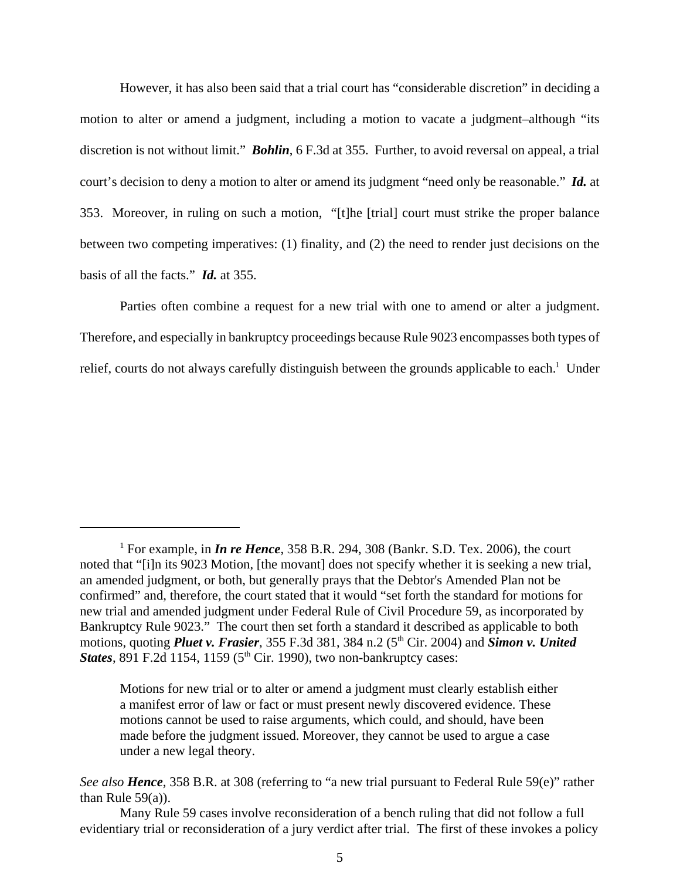However, it has also been said that a trial court has "considerable discretion" in deciding a motion to alter or amend a judgment, including a motion to vacate a judgment–although "its discretion is not without limit." ***Bohlin***, 6 F.3d at 355. Further, to avoid reversal on appeal, a trial court's decision to deny a motion to alter or amend its judgment "need only be reasonable." ***Id.*** at 353. Moreover, in ruling on such a motion, "[t]he [trial] court must strike the proper balance between two competing imperatives: (1) finality, and (2) the need to render just decisions on the basis of all the facts." ***Id.*** at 355.

Parties often combine a request for a new trial with one to amend or alter a judgment. Therefore, and especially in bankruptcy proceedings because Rule 9023 encompasses both types of relief, courts do not always carefully distinguish between the grounds applicable to each.[1] Under

---

[1] For example, in ***In re Hence***, 358 B.R. 294, 308 (Bankr. S.D. Tex. 2006), the court noted that "[i]n its 9023 Motion, [the movant] does not specify whether it is seeking a new trial, an amended judgment, or both, but generally prays that the Debtor's Amended Plan not be confirmed" and, therefore, the court stated that it would "set forth the standard for motions for new trial and amended judgment under Federal Rule of Civil Procedure 59, as incorporated by Bankruptcy Rule 9023." The court then set forth a standard it described as applicable to both motions, quoting ***Pluet v. Frasier***, 355 F.3d 381, 384 n.2 (5th Cir. 2004) and ***Simon v. United States***, 891 F.2d 1154, 1159 (5th Cir. 1990), two non-bankruptcy cases:

> Motions for new trial or to alter or amend a judgment must clearly establish either a manifest error of law or fact or must present newly discovered evidence. These motions cannot be used to raise arguments, which could, and should, have been made before the judgment issued. Moreover, they cannot be used to argue a case under a new legal theory.

*See also* ***Hence***, 358 B.R. at 308 (referring to "a new trial pursuant to Federal Rule 59(e)" rather than Rule 59(a)).

Many Rule 59 cases involve reconsideration of a bench ruling that did not follow a full evidentiary trial or reconsideration of a jury verdict after trial. The first of these invokes a policy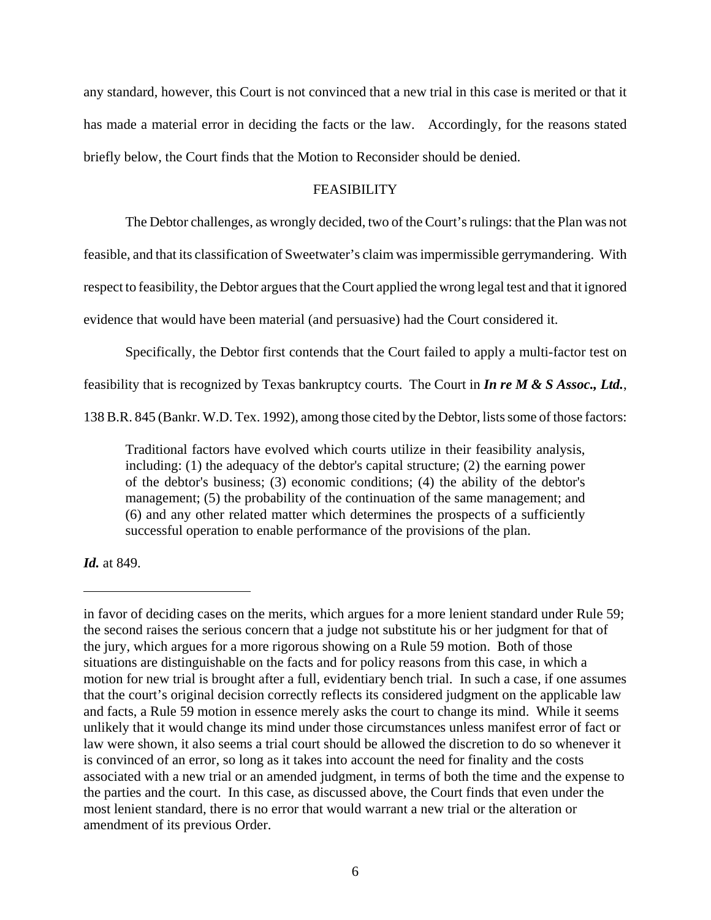any standard, however, this Court is not convinced that a new trial in this case is merited or that it has made a material error in deciding the facts or the law. Accordingly, for the reasons stated briefly below, the Court finds that the Motion to Reconsider should be denied.

## FEASIBILITY

The Debtor challenges, as wrongly decided, two of the Court's rulings: that the Plan was not feasible, and that its classification of Sweetwater's claim was impermissible gerrymandering. With respect to feasibility, the Debtor argues that the Court applied the wrong legal test and that it ignored evidence that would have been material (and persuasive) had the Court considered it.

Specifically, the Debtor first contends that the Court failed to apply a multi-factor test on feasibility that is recognized by Texas bankruptcy courts. The Court in ***In re M & S Assoc., Ltd.***, 138 B.R. 845 (Bankr. W.D. Tex. 1992), among those cited by the Debtor, lists some of those factors:

> Traditional factors have evolved which courts utilize in their feasibility analysis, including: (1) the adequacy of the debtor's capital structure; (2) the earning power of the debtor's business; (3) economic conditions; (4) the ability of the debtor's management; (5) the probability of the continuation of the same management; and (6) and any other related matter which determines the prospects of a sufficiently successful operation to enable performance of the provisions of the plan.

***Id.*** at 849.

---

in favor of deciding cases on the merits, which argues for a more lenient standard under Rule 59; the second raises the serious concern that a judge not substitute his or her judgment for that of the jury, which argues for a more rigorous showing on a Rule 59 motion. Both of those situations are distinguishable on the facts and for policy reasons from this case, in which a motion for new trial is brought after a full, evidentiary bench trial. In such a case, if one assumes that the court's original decision correctly reflects its considered judgment on the applicable law and facts, a Rule 59 motion in essence merely asks the court to change its mind. While it seems unlikely that it would change its mind under those circumstances unless manifest error of fact or law were shown, it also seems a trial court should be allowed the discretion to do so whenever it is convinced of an error, so long as it takes into account the need for finality and the costs associated with a new trial or an amended judgment, in terms of both the time and the expense to the parties and the court. In this case, as discussed above, the Court finds that even under the most lenient standard, there is no error that would warrant a new trial or the alteration or amendment of its previous Order.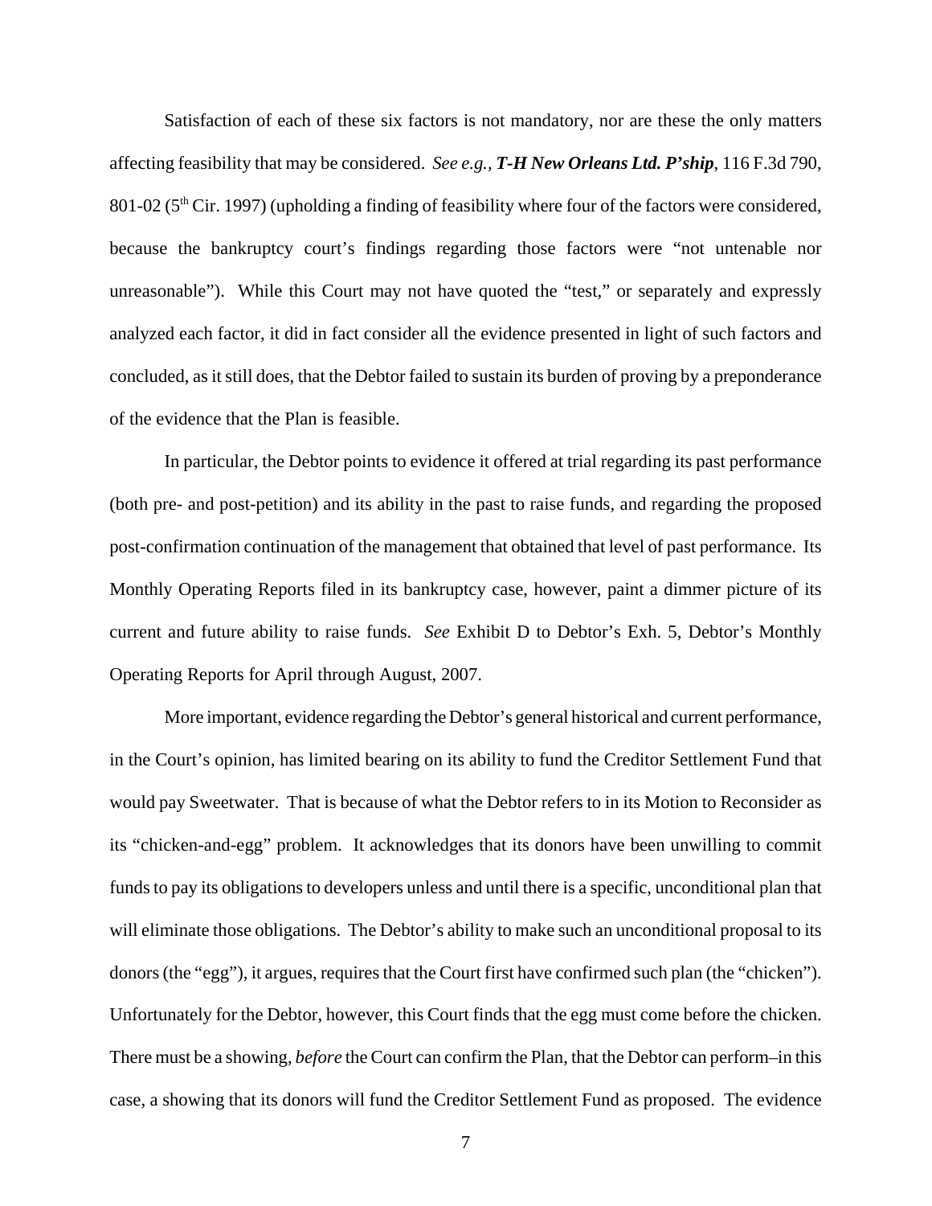Satisfaction of each of these six factors is not mandatory, nor are these the only matters affecting feasibility that may be considered. *See e.g.*, ***T-H New Orleans Ltd. P'ship***, 116 F.3d 790, 801-02 (5th Cir. 1997) (upholding a finding of feasibility where four of the factors were considered, because the bankruptcy court's findings regarding those factors were "not untenable nor unreasonable"). While this Court may not have quoted the "test," or separately and expressly analyzed each factor, it did in fact consider all the evidence presented in light of such factors and concluded, as it still does, that the Debtor failed to sustain its burden of proving by a preponderance of the evidence that the Plan is feasible.

In particular, the Debtor points to evidence it offered at trial regarding its past performance (both pre- and post-petition) and its ability in the past to raise funds, and regarding the proposed post-confirmation continuation of the management that obtained that level of past performance. Its Monthly Operating Reports filed in its bankruptcy case, however, paint a dimmer picture of its current and future ability to raise funds. *See* Exhibit D to Debtor's Exh. 5, Debtor's Monthly Operating Reports for April through August, 2007.

More important, evidence regarding the Debtor's general historical and current performance, in the Court's opinion, has limited bearing on its ability to fund the Creditor Settlement Fund that would pay Sweetwater. That is because of what the Debtor refers to in its Motion to Reconsider as its "chicken-and-egg" problem. It acknowledges that its donors have been unwilling to commit funds to pay its obligations to developers unless and until there is a specific, unconditional plan that will eliminate those obligations. The Debtor's ability to make such an unconditional proposal to its donors (the "egg"), it argues, requires that the Court first have confirmed such plan (the "chicken"). Unfortunately for the Debtor, however, this Court finds that the egg must come before the chicken. There must be a showing, *before* the Court can confirm the Plan, that the Debtor can perform–in this case, a showing that its donors will fund the Creditor Settlement Fund as proposed. The evidence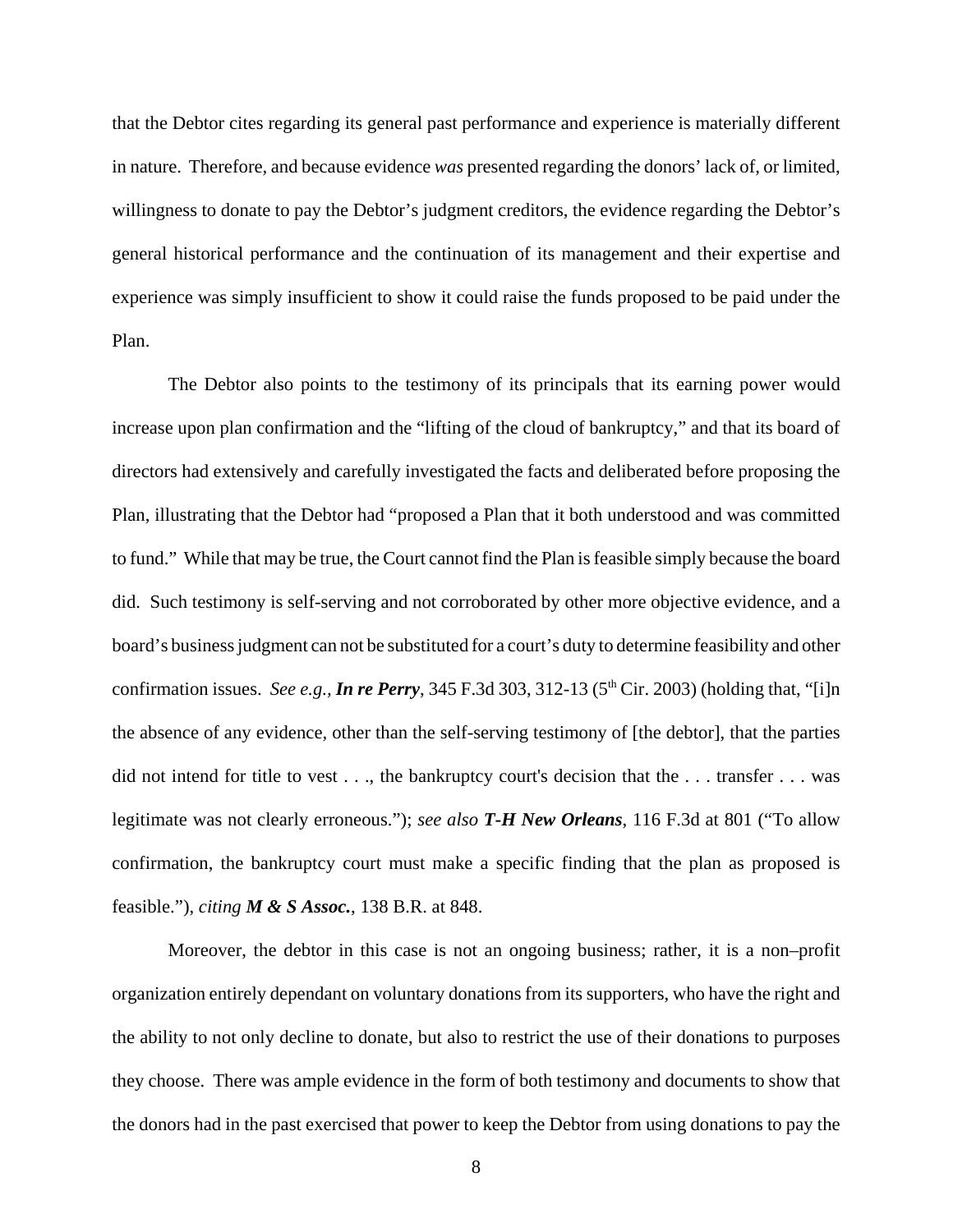that the Debtor cites regarding its general past performance and experience is materially different in nature. Therefore, and because evidence *was* presented regarding the donors' lack of, or limited, willingness to donate to pay the Debtor's judgment creditors, the evidence regarding the Debtor's general historical performance and the continuation of its management and their expertise and experience was simply insufficient to show it could raise the funds proposed to be paid under the Plan.

The Debtor also points to the testimony of its principals that its earning power would increase upon plan confirmation and the "lifting of the cloud of bankruptcy," and that its board of directors had extensively and carefully investigated the facts and deliberated before proposing the Plan, illustrating that the Debtor had "proposed a Plan that it both understood and was committed to fund." While that may be true, the Court cannot find the Plan is feasible simply because the board did. Such testimony is self-serving and not corroborated by other more objective evidence, and a board's business judgment can not be substituted for a court's duty to determine feasibility and other confirmation issues. *See e.g.*, ***In re Perry***, 345 F.3d 303, 312-13 (5th Cir. 2003) (holding that, "[i]n the absence of any evidence, other than the self-serving testimony of [the debtor], that the parties did not intend for title to vest . . ., the bankruptcy court's decision that the . . . transfer . . . was legitimate was not clearly erroneous."); *see also* ***T-H New Orleans***, 116 F.3d at 801 ("To allow confirmation, the bankruptcy court must make a specific finding that the plan as proposed is feasible."), *citing* ***M & S Assoc.***, 138 B.R. at 848.

Moreover, the debtor in this case is not an ongoing business; rather, it is a non–profit organization entirely dependant on voluntary donations from its supporters, who have the right and the ability to not only decline to donate, but also to restrict the use of their donations to purposes they choose. There was ample evidence in the form of both testimony and documents to show that the donors had in the past exercised that power to keep the Debtor from using donations to pay the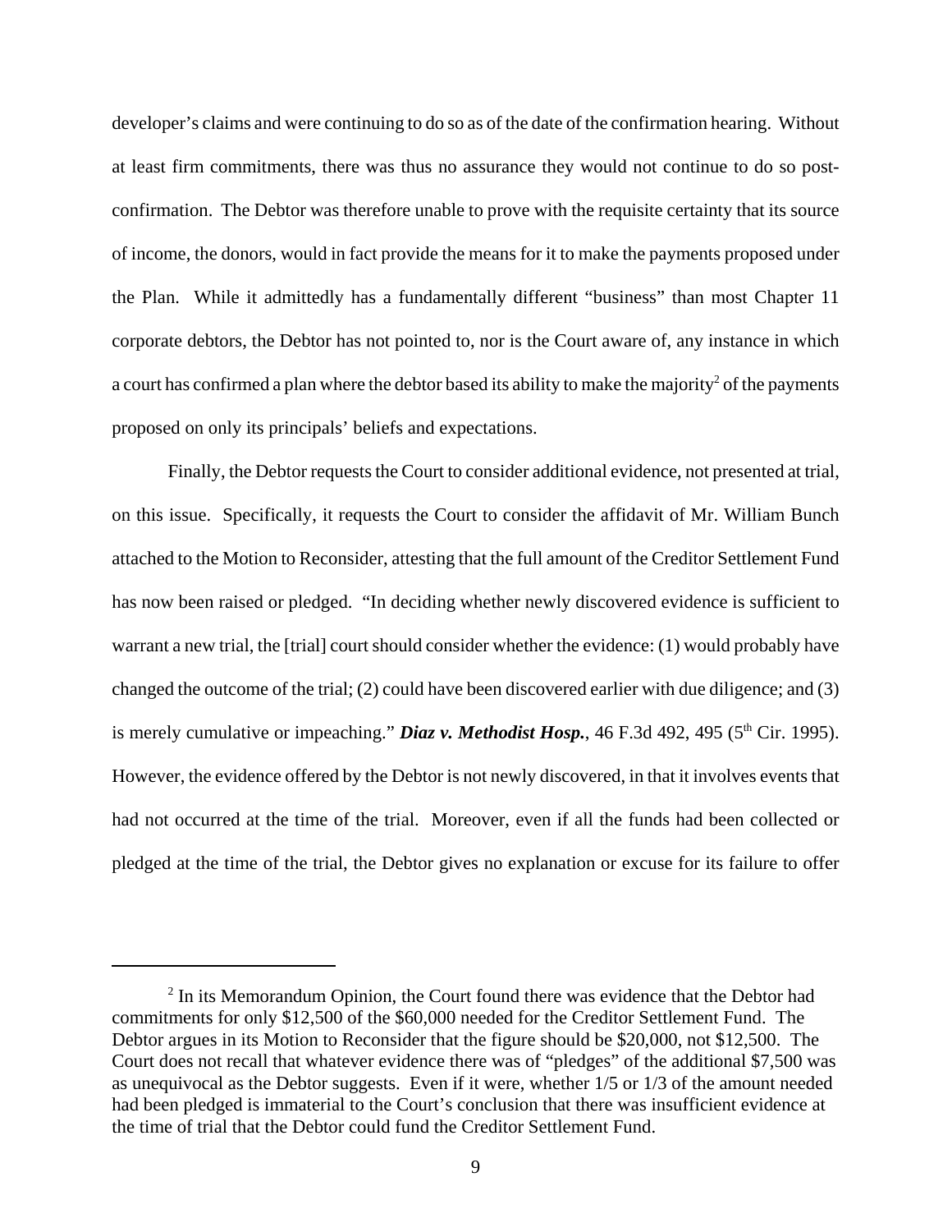developer's claims and were continuing to do so as of the date of the confirmation hearing. Without at least firm commitments, there was thus no assurance they would not continue to do so post-confirmation. The Debtor was therefore unable to prove with the requisite certainty that its source of income, the donors, would in fact provide the means for it to make the payments proposed under the Plan. While it admittedly has a fundamentally different "business" than most Chapter 11 corporate debtors, the Debtor has not pointed to, nor is the Court aware of, any instance in which a court has confirmed a plan where the debtor based its ability to make the majority[2] of the payments proposed on only its principals' beliefs and expectations.

Finally, the Debtor requests the Court to consider additional evidence, not presented at trial, on this issue. Specifically, it requests the Court to consider the affidavit of Mr. William Bunch attached to the Motion to Reconsider, attesting that the full amount of the Creditor Settlement Fund has now been raised or pledged. "In deciding whether newly discovered evidence is sufficient to warrant a new trial, the [trial] court should consider whether the evidence: (1) would probably have changed the outcome of the trial; (2) could have been discovered earlier with due diligence; and (3) is merely cumulative or impeaching." ***Diaz v. Methodist Hosp.***, 46 F.3d 492, 495 (5th Cir. 1995). However, the evidence offered by the Debtor is not newly discovered, in that it involves events that had not occurred at the time of the trial. Moreover, even if all the funds had been collected or pledged at the time of the trial, the Debtor gives no explanation or excuse for its failure to offer

---

[2] In its Memorandum Opinion, the Court found there was evidence that the Debtor had commitments for only $12,500 of the $60,000 needed for the Creditor Settlement Fund. The Debtor argues in its Motion to Reconsider that the figure should be $20,000, not $12,500. The Court does not recall that whatever evidence there was of "pledges" of the additional $7,500 was as unequivocal as the Debtor suggests. Even if it were, whether 1/5 or 1/3 of the amount needed had been pledged is immaterial to the Court's conclusion that there was insufficient evidence at the time of trial that the Debtor could fund the Creditor Settlement Fund.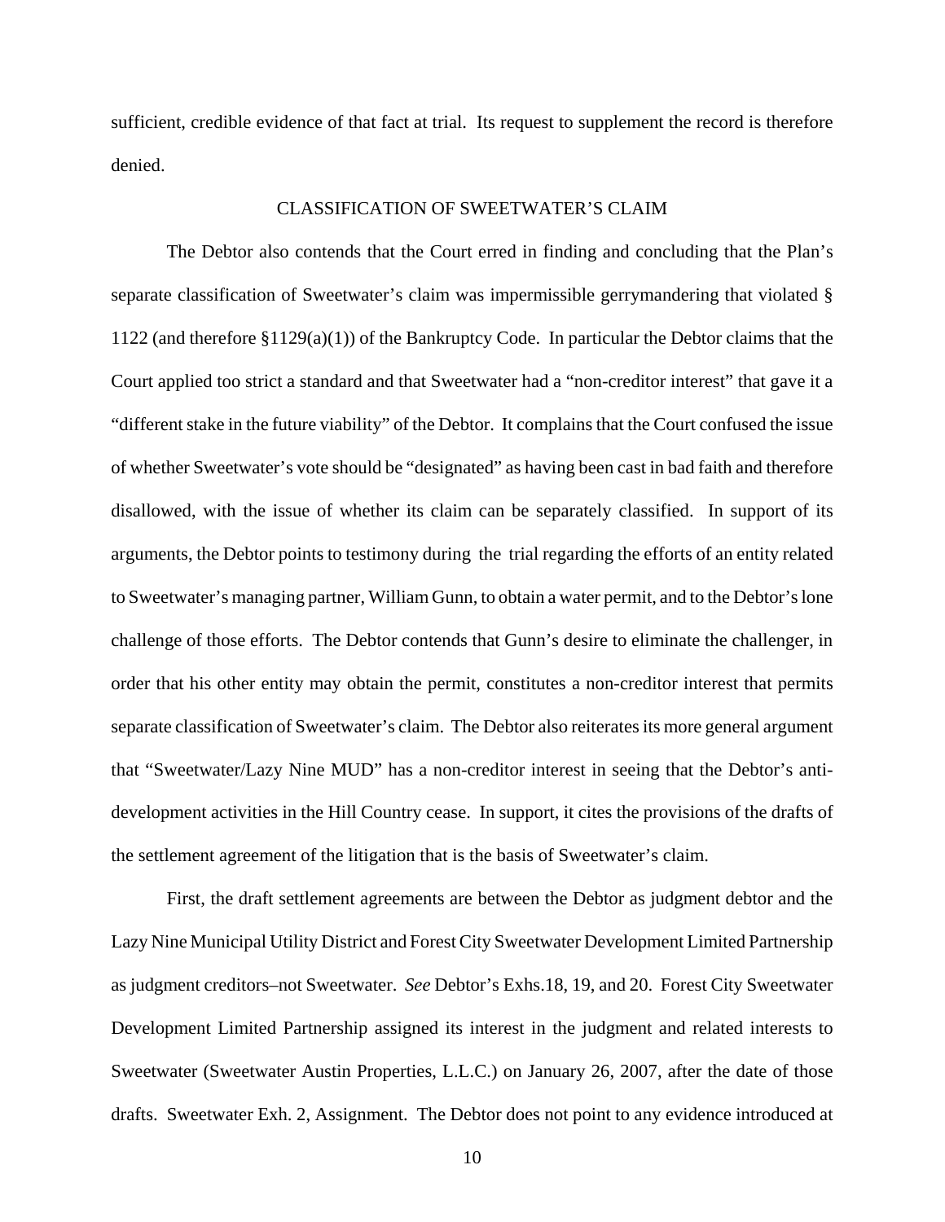sufficient, credible evidence of that fact at trial. Its request to supplement the record is therefore denied.

## CLASSIFICATION OF SWEETWATER'S CLAIM

The Debtor also contends that the Court erred in finding and concluding that the Plan's separate classification of Sweetwater's claim was impermissible gerrymandering that violated § 1122 (and therefore §1129(a)(1)) of the Bankruptcy Code. In particular the Debtor claims that the Court applied too strict a standard and that Sweetwater had a "non-creditor interest" that gave it a "different stake in the future viability" of the Debtor. It complains that the Court confused the issue of whether Sweetwater's vote should be "designated" as having been cast in bad faith and therefore disallowed, with the issue of whether its claim can be separately classified. In support of its arguments, the Debtor points to testimony during the trial regarding the efforts of an entity related to Sweetwater's managing partner, William Gunn, to obtain a water permit, and to the Debtor's lone challenge of those efforts. The Debtor contends that Gunn's desire to eliminate the challenger, in order that his other entity may obtain the permit, constitutes a non-creditor interest that permits separate classification of Sweetwater's claim. The Debtor also reiterates its more general argument that "Sweetwater/Lazy Nine MUD" has a non-creditor interest in seeing that the Debtor's anti-development activities in the Hill Country cease. In support, it cites the provisions of the drafts of the settlement agreement of the litigation that is the basis of Sweetwater's claim.

First, the draft settlement agreements are between the Debtor as judgment debtor and the Lazy Nine Municipal Utility District and Forest City Sweetwater Development Limited Partnership as judgment creditors–not Sweetwater. *See* Debtor's Exhs.18, 19, and 20. Forest City Sweetwater Development Limited Partnership assigned its interest in the judgment and related interests to Sweetwater (Sweetwater Austin Properties, L.L.C.) on January 26, 2007, after the date of those drafts. Sweetwater Exh. 2, Assignment. The Debtor does not point to any evidence introduced at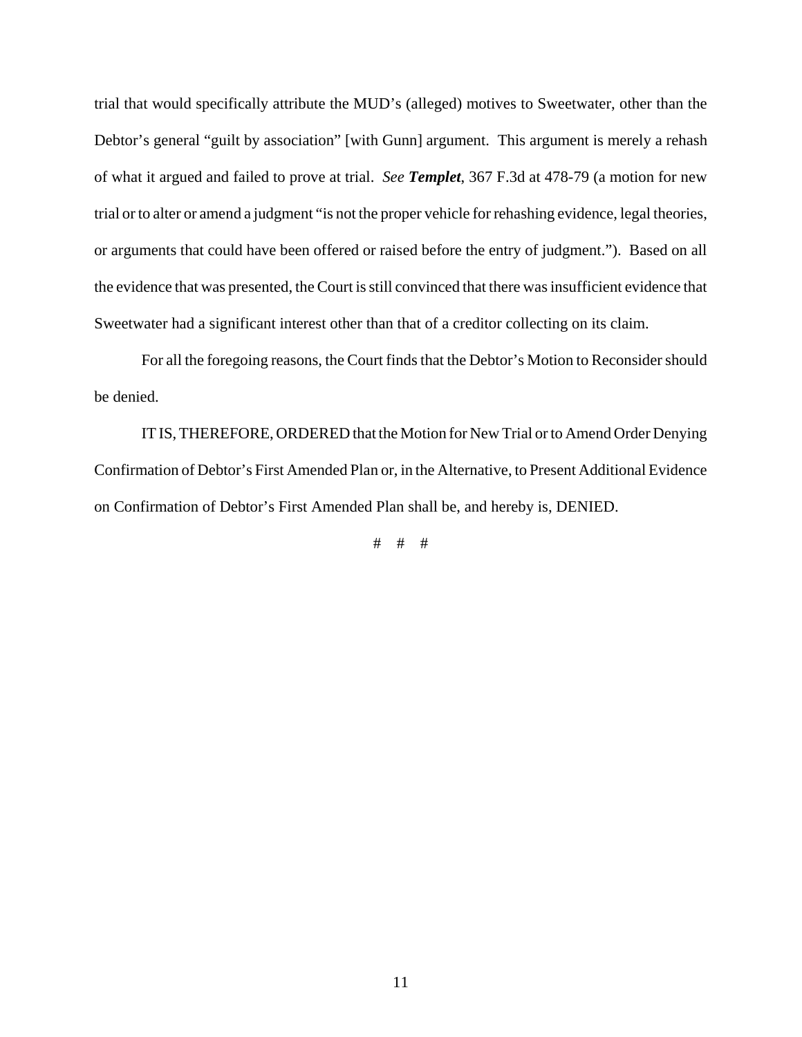trial that would specifically attribute the MUD's (alleged) motives to Sweetwater, other than the Debtor's general "guilt by association" [with Gunn] argument. This argument is merely a rehash of what it argued and failed to prove at trial. *See* ***Templet***, 367 F.3d at 478-79 (a motion for new trial or to alter or amend a judgment "is not the proper vehicle for rehashing evidence, legal theories, or arguments that could have been offered or raised before the entry of judgment."). Based on all the evidence that was presented, the Court is still convinced that there was insufficient evidence that Sweetwater had a significant interest other than that of a creditor collecting on its claim.

For all the foregoing reasons, the Court finds that the Debtor's Motion to Reconsider should be denied.

IT IS, THEREFORE, ORDERED that the Motion for New Trial or to Amend Order Denying Confirmation of Debtor's First Amended Plan or, in the Alternative, to Present Additional Evidence on Confirmation of Debtor's First Amended Plan shall be, and hereby is, DENIED.

# # #